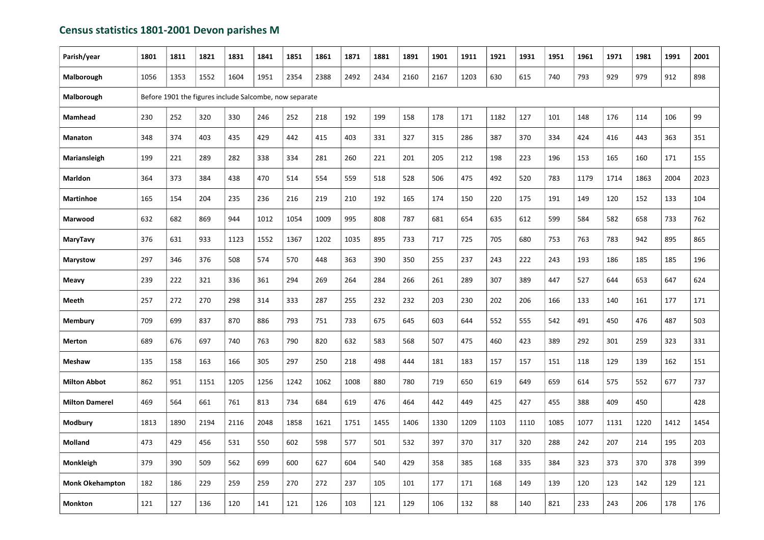## Census statistics 1801-2001 Devon parishes M

| Parish/year | 1801 | 1811 | 1821 | 1831 | 1841 | 1851 | 1861 | 1871 | 1881 | 1891 | 1901 | 1911 | 1921 | 1931 | 1951 | 1961 | 1971 | 1981 | 1991 | 2001 |
|---|---|---|---|---|---|---|---|---|---|---|---|---|---|---|---|---|---|---|---|---|
| **Malborough** | 1056 | 1353 | 1552 | 1604 | 1951 | 2354 | 2388 | 2492 | 2434 | 2160 | 2167 | 1203 | 630 | 615 | 740 | 793 | 929 | 979 | 912 | 898 |
| **Malborough** | Before 1901 the figures include Salcombe, now separate | | | | | | | | | | | | | | | | | | | |
| **Mamhead** | 230 | 252 | 320 | 330 | 246 | 252 | 218 | 192 | 199 | 158 | 178 | 171 | 1182 | 127 | 101 | 148 | 176 | 114 | 106 | 99 |
| **Manaton** | 348 | 374 | 403 | 435 | 429 | 442 | 415 | 403 | 331 | 327 | 315 | 286 | 387 | 370 | 334 | 424 | 416 | 443 | 363 | 351 |
| **Mariansleigh** | 199 | 221 | 289 | 282 | 338 | 334 | 281 | 260 | 221 | 201 | 205 | 212 | 198 | 223 | 196 | 153 | 165 | 160 | 171 | 155 |
| **Marldon** | 364 | 373 | 384 | 438 | 470 | 514 | 554 | 559 | 518 | 528 | 506 | 475 | 492 | 520 | 783 | 1179 | 1714 | 1863 | 2004 | 2023 |
| **Martinhoe** | 165 | 154 | 204 | 235 | 236 | 216 | 219 | 210 | 192 | 165 | 174 | 150 | 220 | 175 | 191 | 149 | 120 | 152 | 133 | 104 |
| **Marwood** | 632 | 682 | 869 | 944 | 1012 | 1054 | 1009 | 995 | 808 | 787 | 681 | 654 | 635 | 612 | 599 | 584 | 582 | 658 | 733 | 762 |
| **MaryTavy** | 376 | 631 | 933 | 1123 | 1552 | 1367 | 1202 | 1035 | 895 | 733 | 717 | 725 | 705 | 680 | 753 | 763 | 783 | 942 | 895 | 865 |
| **Marystow** | 297 | 346 | 376 | 508 | 574 | 570 | 448 | 363 | 390 | 350 | 255 | 237 | 243 | 222 | 243 | 193 | 186 | 185 | 185 | 196 |
| **Meavy** | 239 | 222 | 321 | 336 | 361 | 294 | 269 | 264 | 284 | 266 | 261 | 289 | 307 | 389 | 447 | 527 | 644 | 653 | 647 | 624 |
| **Meeth** | 257 | 272 | 270 | 298 | 314 | 333 | 287 | 255 | 232 | 232 | 203 | 230 | 202 | 206 | 166 | 133 | 140 | 161 | 177 | 171 |
| **Membury** | 709 | 699 | 837 | 870 | 886 | 793 | 751 | 733 | 675 | 645 | 603 | 644 | 552 | 555 | 542 | 491 | 450 | 476 | 487 | 503 |
| **Merton** | 689 | 676 | 697 | 740 | 763 | 790 | 820 | 632 | 583 | 568 | 507 | 475 | 460 | 423 | 389 | 292 | 301 | 259 | 323 | 331 |
| **Meshaw** | 135 | 158 | 163 | 166 | 305 | 297 | 250 | 218 | 498 | 444 | 181 | 183 | 157 | 157 | 151 | 118 | 129 | 139 | 162 | 151 |
| **Milton Abbot** | 862 | 951 | 1151 | 1205 | 1256 | 1242 | 1062 | 1008 | 880 | 780 | 719 | 650 | 619 | 649 | 659 | 614 | 575 | 552 | 677 | 737 |
| **Milton Damerel** | 469 | 564 | 661 | 761 | 813 | 734 | 684 | 619 | 476 | 464 | 442 | 449 | 425 | 427 | 455 | 388 | 409 | 450 | | 428 |
| **Modbury** | 1813 | 1890 | 2194 | 2116 | 2048 | 1858 | 1621 | 1751 | 1455 | 1406 | 1330 | 1209 | 1103 | 1110 | 1085 | 1077 | 1131 | 1220 | 1412 | 1454 |
| **Molland** | 473 | 429 | 456 | 531 | 550 | 602 | 598 | 577 | 501 | 532 | 397 | 370 | 317 | 320 | 288 | 242 | 207 | 214 | 195 | 203 |
| **Monkleigh** | 379 | 390 | 509 | 562 | 699 | 600 | 627 | 604 | 540 | 429 | 358 | 385 | 168 | 335 | 384 | 323 | 373 | 370 | 378 | 399 |
| **Monk Okehampton** | 182 | 186 | 229 | 259 | 259 | 270 | 272 | 237 | 105 | 101 | 177 | 171 | 168 | 149 | 139 | 120 | 123 | 142 | 129 | 121 |
| **Monkton** | 121 | 127 | 136 | 120 | 141 | 121 | 126 | 103 | 121 | 129 | 106 | 132 | 88 | 140 | 821 | 233 | 243 | 206 | 178 | 176 |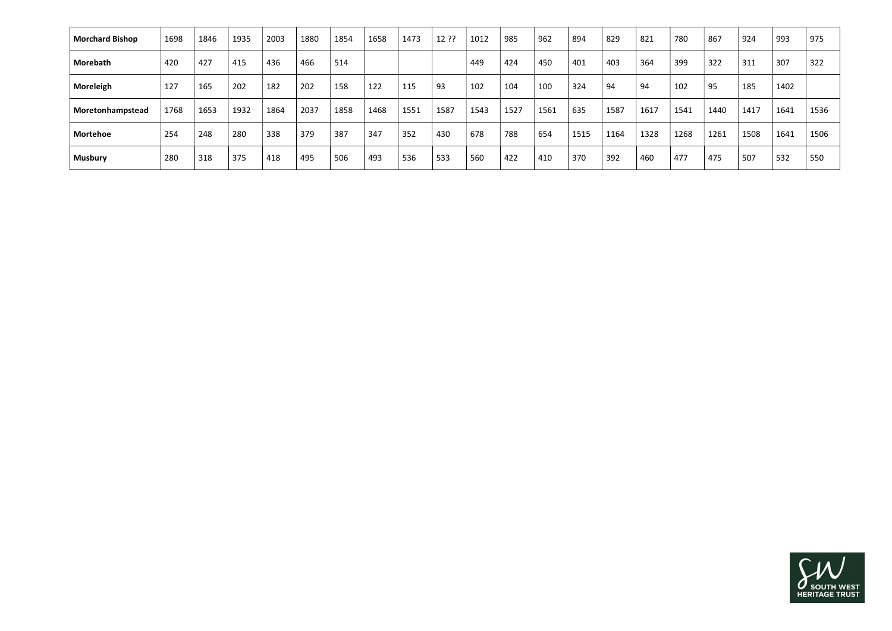| | | | | | | | | | | | | | | | | | | | | |
|---|---|---|---|---|---|---|---|---|---|---|---|---|---|---|---|---|---|---|---|---|
| **Morchard Bishop** | 1698 | 1846 | 1935 | 2003 | 1880 | 1854 | 1658 | 1473 | 12 ?? | 1012 | 985 | 962 | 894 | 829 | 821 | 780 | 867 | 924 | 993 | 975 |
| **Morebath** | 420 | 427 | 415 | 436 | 466 | 514 | | | | 449 | 424 | 450 | 401 | 403 | 364 | 399 | 322 | 311 | 307 | 322 |
| **Moreleigh** | 127 | 165 | 202 | 182 | 202 | 158 | 122 | 115 | 93 | 102 | 104 | 100 | 324 | 94 | 94 | 102 | 95 | 185 | 1402 | |
| **Moretonhampstead** | 1768 | 1653 | 1932 | 1864 | 2037 | 1858 | 1468 | 1551 | 1587 | 1543 | 1527 | 1561 | 635 | 1587 | 1617 | 1541 | 1440 | 1417 | 1641 | 1536 |
| **Mortehoe** | 254 | 248 | 280 | 338 | 379 | 387 | 347 | 352 | 430 | 678 | 788 | 654 | 1515 | 1164 | 1328 | 1268 | 1261 | 1508 | 1641 | 1506 |
| **Musbury** | 280 | 318 | 375 | 418 | 495 | 506 | 493 | 536 | 533 | 560 | 422 | 410 | 370 | 392 | 460 | 477 | 475 | 507 | 532 | 550 |